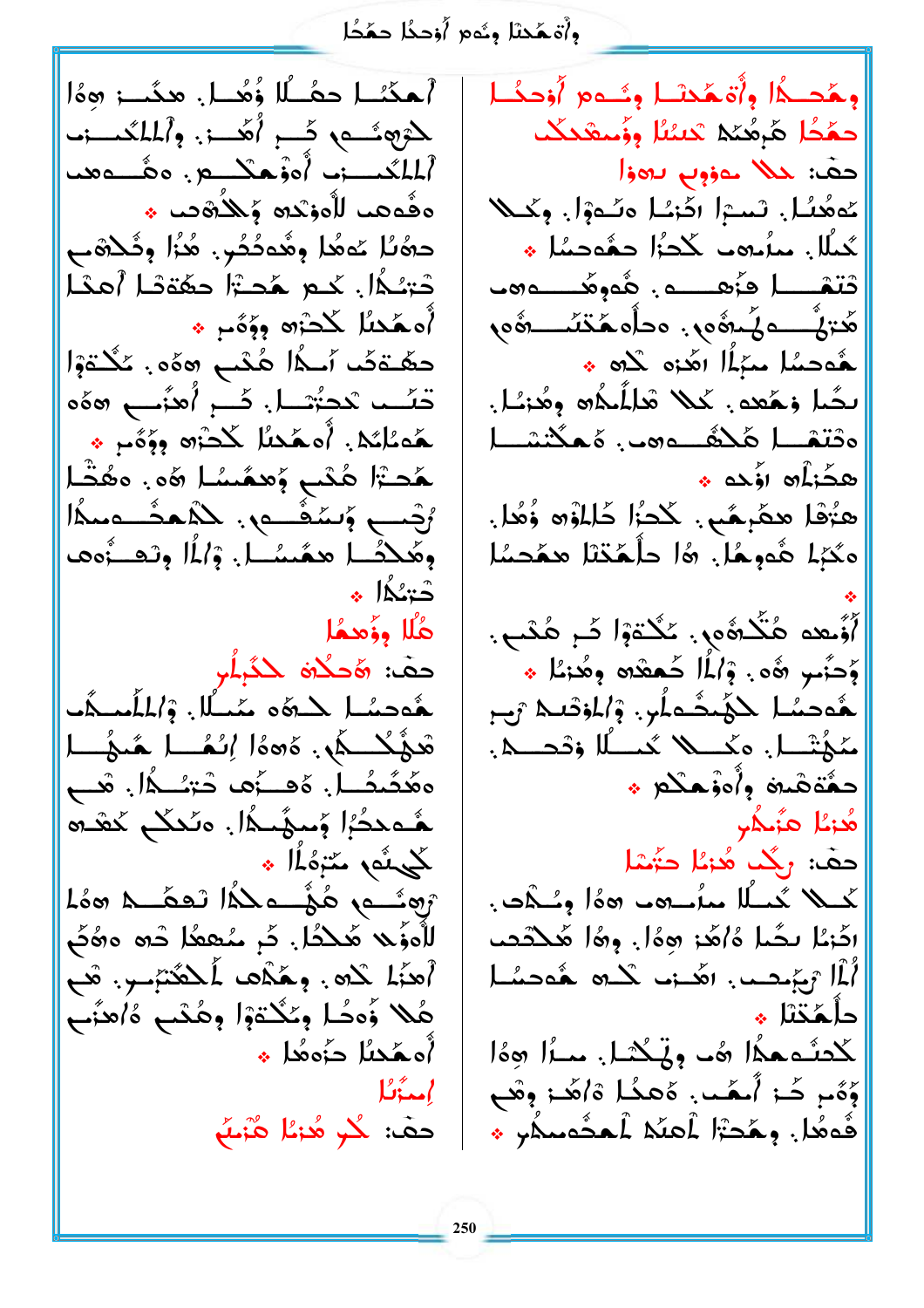ܘܡܚܕܐ ܘܐܬܡܚܠܢ ܘܫܡܘ ܐܘܪܚܐ ܚܡܚܐ
ܚܡܚܐ ܗܪܡܟܐ ܟܝܢܐ ܘܙܡܫܚܟ

ܚܦ: ܚܠܐ ܡܘܪܟ ܢܗܘܐ

ܟܡܗܢܐ. ܬܚܝܪܐ ܐܚܪܢܐ ܘܢܗܘܪܐ. ܘܟܠܐ ܟܠܐ. ܡܢܗܘܢ ܠܟܬܪܐ ܚܡܘܪܢܐ ܀
ܕܬܡܗܠܐ ܦܪܗܡܐ. ܗܡܘܢ ܗܘܢ ܗܪܚܝ ܠܗܘܢ. ܘܚܠܐܡܟܪܢܬܗܘܢ ܗܡܘܪܢܐ ܡܬܚܐ ܐܬܪܗ ܠܗ ܀
ܢܚܐ ܙܥܝܪܐ. ܟܠܐ ܬܠܐܠܡܗ ܘܡܢܢܐ. ܘܕܬܡܗܠܐ ܗܟܠܗܘܢ. ܡܚܟܫܢܐ ܗܚܪܐܗ ܐܘܪܗ ܀
ܗܬܦܐ ܡܡܪܡܝ. ܠܟܬܪܐ ܕܠܐܠܘܗ ܙܗܐ. ܘܟܢܐ ܗܘܡܐ. ܗܐ ܚܠܡܟܢܐ ܡܡܡܢܐ ܀

ܐܘܪܚܢ ܡܟܬܘܗܝ. ܟܠܬܘܗܝ ܕܡ ܡܬܝ. ܘܚܢܝܢ ܗܘ. ܘܐܠܐ ܚܡܥܗ ܘܡܢܢܐ ܀
ܗܡܘܪܢܐ ܠܡܟܚܡܠܝ. ܘܐܠܐܘܢܫ ܕܝܢ ܡܢܐܬܐ. ܘܟܠܐ ܟܝܢܐ ܘܬܚܡܐ. ܚܡܬܡܗ ܘܐܘܪܚܐ ܀

ܡܢܐ ܗܪܡܟܝ

ܚܦ: ܪܝܟ ܡܢܐ ܚܪܢܐ

ܟܠܐ ܟܝܢܐ ܡܢܗܘܢ ܗܘܐ ܘܡܠܟܐ. ܐܚܪܢܐ ܢܚܐ ܕܐܡܪ ܗܘܐ. ܘܗܘܐ ܡܠܟܬܐ ܐܠܐ ܪܚܡܢ. ܐܡܪ ܟܠܗ ܗܡܘܪܢܐ ܚܠܡܟܢܐ ܀
ܟܚܢܡܘܬܐ ܗܘ ܘܬܟܠܐ. ܡܢܐ ܗܘܐ ܘܗܘܝ ܕܝ ܐܡܝܢ. ܘܚܠܐ ܕܐܡܪ ܘܗܝ ܦܘܡܐ. ܘܡܚܪܐ ܠܐܡܟܐ ܠܡܚܡܘܡܠܝ ܀

ܐܡܟܢܐ ܚܡܠܐ ܙܗܐ. ܗܢܝܢ ܗܘܐ ܠܗܘܢ ܟܝ ܐܡܪ. ܘܐܠܐܠܡܟܢܝ ܐܘܪܚܟܡ. ܘܡܚܘܗ ܠܐܘܪܚܗ ܘܠܐܘܗ ܀
ܒܗܢܐ ܟܡܗܐ ܘܡܘܚܒܐ. ܡܢܐ ܘܬܟܠܗܝ. ܕܝܬܢܐܠܐ ܚܡ ܚܕܐ ܕܚܡܪܐ ܐܡܪܢ ܐܘܡܚܠܐ ܠܟܪܗ ܘܙܗܡ ܀
ܚܡܬܗܝ ܐܢܐ ܡܢܝ ܗܘ ܗܠܐ. ܠܟܬܪܐ ܀ ܚܪܐ ܟܡ ܡܚܪܐ ܗܠܬܐ ܐܡܪܝ ܗܘ ܡܡܚܟܐ ܠܟܬܪܗ ܘܙܗܡ ܀
ܡܚܪܐ ܡܢܝ ܘܡܡܡܢܐ ܗܘ. ܘܡܡܚܐ ܪܚܡ ܘܚܡܟܐ. ܠܐܡܚܡܘܡܢܐ ܘܡܠܟܐ ܡܡܢܢܐ. ܘܐܠܐ ܘܬܚܪܗ ܚܪܬܐ ܀

ܡܠܐ ܘܙܡܚܐ

ܚܦ: ܗܚܠܗ ܠܟܪܐܠܝ

ܗܡܘܪܢܐ ܠܟܗ ܟܡܠܐ. ܘܐܠܐܠܡܟܝ ܡܗܡܟܠܝ. ܗܘܐ ܐܢܡܐ ܗܡܡܢܐ ܘܡܟܚܢܐ. ܗܘܚܢ ܚܪܬܐ. ܗܡܚܪܐ ܘܡܚܡܐ. ܘܢܟܠܝ ܟܟܗ ܟܡܗܝ ܡܬܪܗܐ ܀
ܪܗܡܘܢ ܡܠܘܡܠܐ ܢܚܡܠ ܗܘܐ ܠܐܘܪܚ ܗܠܟܐ. ܕܝ ܡܚܡܐ ܕܗ ܘܗܘܝ ܐܡܪܐ ܟܠܗ. ܘܡܟܠܗ ܠܐܚܬܪܝ. ܗܝ ܡܠܐ ܙܘܚܐ ܘܟܠܬܘܗܝ ܘܡܚܝ ܕܐܡܪܝ ܐܘܡܚܠܐ ܕܙܘܡܐ ܀

ܐܡܪܢܐ

ܚܦ: ܟܪ ܡܢܐ ܗܪܡܟ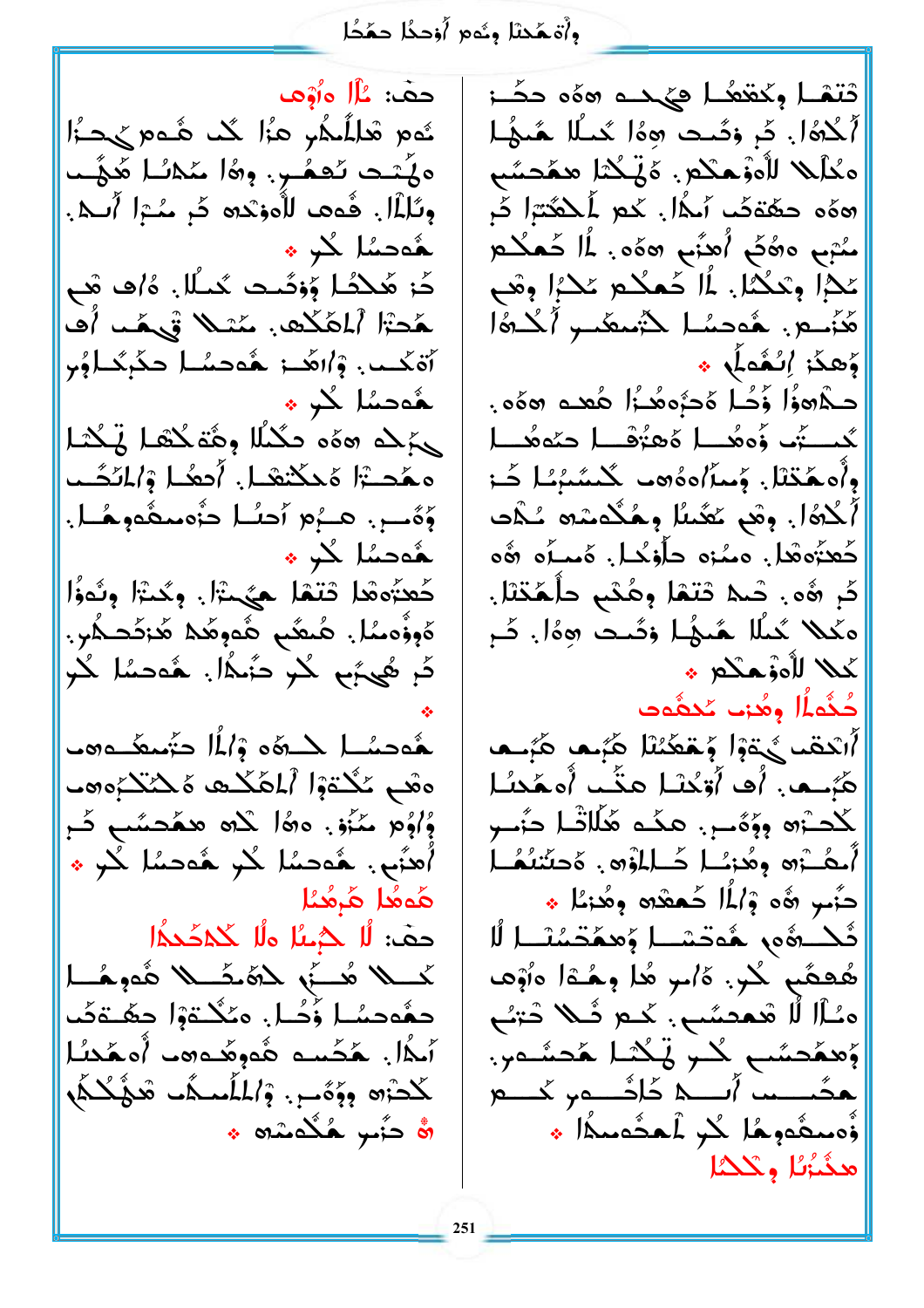ܕܢܚܐ ܘܡܬܚܙܐ ܦܓܪܗ ܗܘܐ ܠܟܠ:
ܐܠܗܐ. ܟܕ ܙܩܝܦ ܗܘܐ ܥܠ ܨܠܝܒܐ
ܘܡܠܠ ܠܐܒܘܗܝ. ܒܩܠܐ ܡܫܒܚܐ
ܗܘܐ ܡܬܩܕܫ ܐܝܟܢܐ. ܥܡ ܐܠܗܘܬܐ ܟܕ
ܚܝܐ ܗܘܐ ܐܝܬܘܗܝ ܗܘܐ. ܠܐ ܦܠܝܓ
ܥܡ ܒܪܐ ܘܪܘܚܐ. ܠܐ ܦܠܝܓ ܡܢ ܦܓܪܐ ܘܥܡ
ܢܦܫܐ. ܫܘܒܚܐ ܠܡܫܝܚܢ ܐܠܗܐ
ܘܥܠܝܢ ܪܚܡܘܗܝ ❖

ܒܫܠܡܐ ܕܟܝܐ ܘܚܘܒܐ ܪܡܐ ܥܡܟ ܗܘܐ.
ܢܒܝܐ ܡܪܘܬܐ ܘܫܘܒܚܐ ܒܫܘܒܚܐ
ܘܐܘܡܢܘܬܐ. ܘܡܠܐܟܘܗܝ ܠܡܫܡܫܘ ܟܕ:
ܐܠܗܐ. ܘܥܡ ܚܝܠܐ ܘܡܠܟܘܬܗ ܢܦܩ
ܠܩܒܘܪܐ. ܘܡܢܗ ܠܘܬ ܫܝܘܠ. ܘܡܢܗ ܗܘ
ܟܕ ܗܘ. ܟܕ ܕܢܚܐ ܘܡܟܝܢ ܠܐܘܡܢܘܬܐ.
ܘܡܠܠ ܥܠ ܨܠܝܒܐ ܙܩܝܦ ܗܘܐ. ܟܕ
ܥܠ ܠܐܒܘܗܝ ❖

**ܟܘܢܐ ܘܡܙܡܘܪ ܥܠ ܩܘܡ**

ܐܢܬܘܢ ܝܘܡܐ ܘܩܕܝܫܐ ܩܪܝܒ ܩܪܝܒ
ܩܪܝܒ. ܐܦ ܐܘܡܢܐ ܡܢܟ ܐܘܡܢܘܬܐ
ܠܟܕܘܗ ܘܡܪܝܐ. ܡܢܟ ܡܫܝܚܐ ܕܥܠ
ܐܢܫܘܗ ܘܡܙܡܘܪ ܕܠܐܠܗܘ. ܘܡܫܡܫܐ
ܕܥܠ ܗܘ ܘܠܐ ܟܠܗܘܢ ܘܡܙܡܘܪ ❖
ܩܠܐ ܗܘܘ ܫܘܒܚܐ ܘܡܫܡܫܢܐ ܠܐ
ܫܡܫܝܢ ܠܟ. ܐܠܐ ܗܘ ܘܡܫܝܚܐ ܐܦܝܗ
ܘܠܐ ܠܐ ܡܫܡܫܢ. ܥܡ ܩܠܐ ܕܢܚܐ
ܘܡܫܡܫܝܢ ܠܟ ܩܠܐ ܡܫܒܚܝܢ.
ܡܫܒܚܝܢ ܐܝܟ ܕܐܠܗܐ ܥܡ
ܘܡܫܡܫܝܢ ܠܟ ܐܠܗܘܬܐ ❖
**ܡܫܝܚܐ ܘܡܠܟܐ**

ܩܠܐ: ܐܠܐ ܘܐܘܡܢ
ܫܘܡ ܕܠܐܠܗܐ ܗܘܐ ܥܡ ܫܘܡ ܕܢܒܝܐ
ܘܡܫܡܫܝܢ ܢܡܘܣܐ. ܘܗܘܐ ܡܠܐܟܐ ܩܕܝܫܐ
ܘܠܠܐܠܗܐ. ܫܘܒܚ ܠܐܘܡܢܘܬܗ ܟܕ ܡܢܗ ܐܢܫܐ.
ܫܘܒܚܐ ܠܟ ❖
ܟܕ ܡܠܟܐ ܘܡܫܝܚ ܥܠܝܐ. ܐܦ ܗܘ
ܡܫܝܚܐ ܐܠܗܘܬܗ. ܡܫܡܫ ܩܕܝܫܐ ܐܦ
ܐܘܡܢܐ. ܘܐܠܗܐ ܫܘܒܚܐ ܠܡܠܟܘܬܗ
ܫܘܒܚܐ ܠܟ ❖
ܡܫܝܚ ܗܘܐ ܠܟܠ ܘܥܡ ܡܠܟܘܬܐ ܩܕܝܫܐ
ܘܡܫܡܫܢܐ ܘܡܠܟܘܬܐ. ܐܦܝܗ ܘܠܐܠܗܘܬܐ
ܘܩܕܝܫ. ܡܢܗ ܐܢܫܐ ܕܡܫܝܚܘܬܗ.
ܫܘܒܚܐ ܠܟ ❖
ܠܡܫܝܚܐ ܕܢܚܐ ܘܡܫܝܚܐ ܘܡܫܡܫܐ ܠܟ ܠܗ
ܐܘܡܢܘܬܐ. ܡܫܝܚ ܠܟ ܘܡܠܟܐ ܡܫܝܚܐ.
ܟܕ ܡܫܝܚ ܠܟ ܘܡܠܟܐ. ܫܘܒܚܐ ܠܟ
❖

ܫܘܒܚܐ ܠܗܘ ܘܐܠܐ ܠܡܫܝܚܘܬܗ
ܘܥܡ ܡܠܟܘܬܐ ܐܠܗܘܬܗ ܘܡܠܟܘܬܗ
ܘܐܘܡ ܡܫܝܚ. ܗܘܐ ܠܗ ܡܫܡܫܢ ܟܕ
ܐܢܫ. ܫܘܒܚܐ ܠܟ ܫܘܒܚܐ ܠܟ ❖
**ܫܘܒܚܐ ܩܕܝܫܐ**

ܩܠܐ: ܠܐ ܐܢܫܐ ܘܠܐ ܠܡܠܟܘܬܐ
ܠܟܠ ܡܫܝܚ ܠܡܠܟܘܬܐ ܫܘܒܚܐ
ܘܫܘܒܚܐ ܕܟܝܐ. ܘܡܠܟܘܬܐ ܘܡܫܝܚܘܬܐ
ܐܝܟܢܐ. ܡܫܝܚ ܫܘܒܚܘܗܝ ܐܘܡܢܘܬܐ
ܠܟܕܘܗ ܘܡܪܝܐ. ܘܐܠܗܐ ܫܘܒܚܐ
ܗ ܕܥܠ ܡܠܟܘܬܗ ❖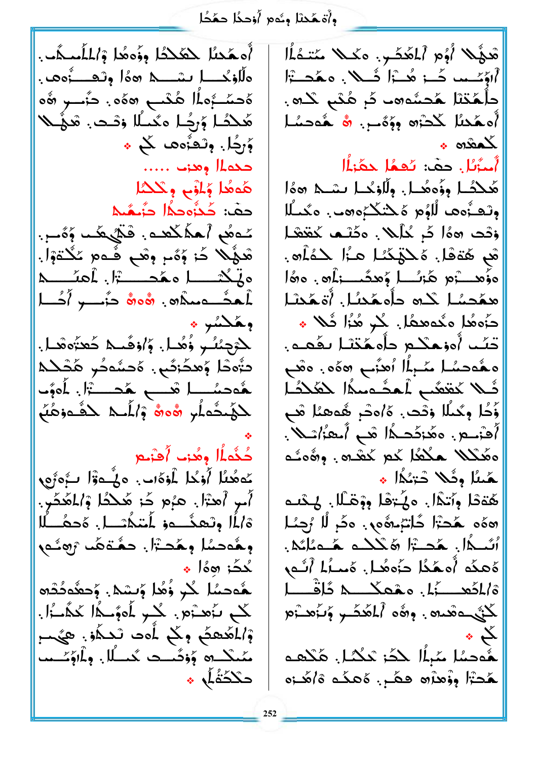ܡܬܚܝܠ ܐܝܟ ܐܠܗܘܬܐ. ܘܡܢܟ ܡܬܬܚܡܐ
ܐܪܝܣܛܘ ܟܕ ܗܢܐ ܟܠܗ. ܘܡܚܫܒܬܐ
ܕܐܠܗܝܬܐ ܡܚܫܒܬܗܘܢ ܟܕ ܗܢܝܢ ܠܟܘܢ.
ܐܘܡܢܘܬܐ ܠܟܪܘܙܘ ܘܝܘܚܢܢ. ܩ ܡܫܝܚܐ
ܠܥܠܡܗ ܀

**ܐܬܝܐ. ܚܕ: ܢܦܫܐ ܚܕܬܐ**

ܡܠܟܐ ܝܘܚܢܢ. ܘܠܐܘܪܚܐ ܢܝܫܐ ܗܘܐ
ܘܢܦܫܗ ܠܐܘܡ ܕܡܠܟܘܬܗ. ܘܡܢܟ
ܘܡܢ ܗܘܐ ܟܠ ܟܠܢ. ܘܟܠܗ ܡܬܚܢܢ
ܡܢ ܡܬܚܢ. ܘܟܠܗܘܢ ܗܢܐ ܠܟܠܗܘܢ.
ܘܡܫܝܚܐ ܚܝܠܐ ܘܡܫܒܚܐ. ܗܘ ܗܘܐ
ܡܫܝܚܐ ܟܠܗ ܕܐܠܗܘܬܐ. ܐܬܩܢܬܐ
ܕܝܘܡܐ ܘܡܫܝܚܐ. ܟܠ ܗܢܐ ܟܠܗ ܀
ܬܒܥ ܐܘܪܚܐ ܕܐܠܗܘܬܐ ܢܦܫܗ.
ܘܡܫܝܚܐ ܡܪܝܐ ܐܝܟ ܗܘܐ. ܘܡܢ
ܟܠܗ ܟܬܒܐ ܐܠܗܝܬܐ ܠܟܠܗܘܢ
ܟܠܐ ܘܡܠܟܐ ܝܘܚܢܢ. ܘܐܘܡܢ ܡܢ
ܐܦܪܝܡ. ܘܡܫܒܚܬܐ ܡܢ ܐܝܬܘܗܝ.
ܘܡܢܟ ܡܠܟܐ ܟܠ ܟܬܒܗ. ܘܡܘܫܐ
ܚܝܠܐ ܘܟܠܗ ܕܬܫܒܚܬܐ ܀
ܡܫܬܐ ܘܐܬܬܐ. ܘܡܬܚܢܢ ܘܡܫܝܚܐ. ܠܡܫܝܚܐ
ܗܘܐ ܡܫܒܚܐ ܕܐܬܦܪܣܘܗܝ. ܘܟܕ ܠܐ ܢܦܫܐ
ܐܢܫܐ. ܡܫܒܚܐ ܘܟܠܗ ܡܬܚܢܢ.
ܘܡܢܟ ܐܘܡܢܐ ܕܝܘܡܐ. ܘܡܢܐ ܐܢܫ
ܕܐܠܗܘܬܐ. ܘܡܫܝܚܐ ܕܐܦܪܝܡ
ܠܟܠܗܘܢ. ܘܗܘ ܐܠܗܘܬܐ ܘܢܦܫܗ
ܟܠ ܀
ܡܫܝܚܐ ܡܢܐ ܠܟܠ ܢܦܫܐ. ܡܠܟܘܬ
ܡܫܝܚܐ ܘܝܘܚܢܢ ܡܢܗ. ܘܡܢܟ ܕܐܡܪ

ܐܘܡܢܘܬܐ ܠܟܠܟܘܢ ܘܝܘܚܢܢ ܕܐܠܗܘܬܐ.
ܘܠܐܘܪܚܐ ܢܝܫܐ ܗܘܐ ܘܢܦܫܗ.
ܕܡܫܝܚܐ ܡܢܐ ܗܘܐ. ܟܕ ܢܦܫ ܗܘ
ܡܠܟܐ ܘܡܫܝܚܐ ܘܡܢܐ. ܡܠܟܘܬܐ
ܘܡܫܝܚܐ. ܘܢܦܫܗ ܟܠ ܀

**ܚܕܝܘܬܐ ܘܡܢܐ ......**

**ܡܘܫܐ ܘܐܪܘܢ ܘܡܠܟܐ**

**ܚܕ: ܟܕ ܚܕܘܬܐ ܕܢܦܫܐ**

ܢܘܚ ܐܠܗܘܬܗ. ܩܕܝܫܐ ܘܡܫܝܚܐ.
ܡܬܚܠ ܟܕ ܘܡܫܝܚ ܘܡܢ ܦܘܡ ܡܠܟܘܬܐ.
ܘܡܠܟܐ ܘܡܫܝܚܐ. ܐܠܗܘܬܐ
ܐܠܗܘܬܗ. ܩ ܟܕ ܐܝܟ ܐܢܐ
ܘܡܠܟܐ ܀
ܠܡܫܝܚܐ ܢܦܫܐ. ܘܐܘܪܚܐ ܟܬܒܘܬܐ.
ܟܬܒܐ ܘܡܫܝܚܐ. ܘܡܫܒܚܐ ܡܠܟܘܬܐ
ܡܫܝܚܐ ܩܕܝܫ ܡܫܝܚܐ. ܐܘܪܚ
ܠܡܫܝܚܘܬܐ ܩ ܘܐܠܗܐ ܠܡܫܝܚܘܬܐ

**ܚܕܘܬܐ ܘܡܢܐ ܐܦܪܝܡ**

ܢܘܚܐ ܐܘܪܚܐ ܐܠܗܘܬܐ. ܘܡܫܝܚܐ ܢܦܫܗ
ܐܝܟ ܐܢܐ. ܡܢܗ ܟܕ ܡܠܟܐ ܘܐܠܗܘܬܐ.
ܘܐܠܗܐ ܘܢܦܫܗ ܐܠܗܘܬܐ. ܘܡܫܝܚܐ
ܘܡܫܝܚܐ ܘܡܫܝܚܐ. ܡܫܒܚܐ ܢܦܫܗ
ܟܕ ܗܘܐ ܀
ܡܫܝܚܐ ܟܠ ܢܦܫܐ ܘܢܦܫܗ. ܘܡܫܒܚܬܗ
ܟܠ ܢܦܫܗ. ܟܠ ܐܘܪܚܐ ܟܠܗܐ.
ܘܐܠܗܘܬܐ ܘܟܠ ܐܘܡ ܢܦܫܗ. ܡܫܝܚ
ܡܫܝܚܐ ܘܡܫܒܚ ܟܠܗܐ. ܘܐܠܗܘܬܐ
ܕܟܠܟܘܢ ܀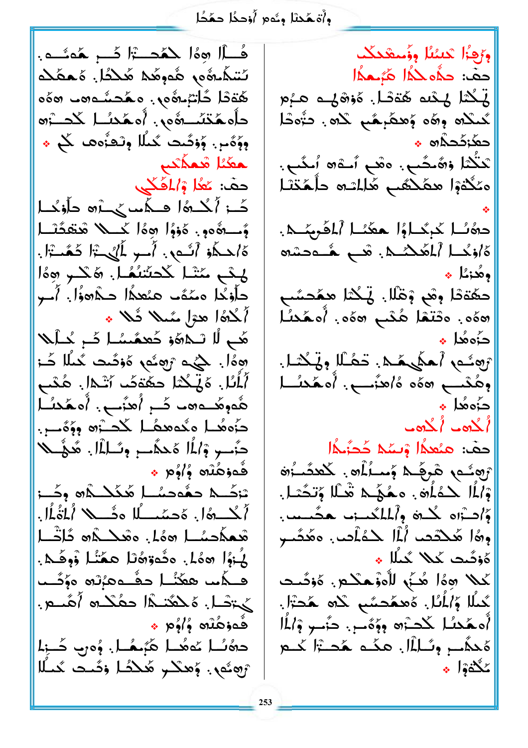ܘܪ̈ܗܛܐ ܟܝܢܝܐ ܘܡܫܬܥܠܝܢ

ܩܦ: ܚܕܘܬܐ ܡܫܡܗܐ

ܛ̈ܠܝܐ ܠܒܢܝ ܥܡܡ̈ܐ. ܕܪܘܫܠܡ ܚܕܝܘ ܟܠܗܘܢ ܘܗܘܐ ܘܫܡܥܝܢ ܠܗ. ܕܢܘܗܪܐ ܕܥܒܝܕܘܬܗ ✤

ܥ̈ܕܬܐ ܕܩܕܝܫܐ. ܘܥܡ ܐܝܟܢܐ ܗܘ ܐܪܟܝܢ. ܘܡܫܒܚܝܢ ܠܡܠܟܐ ܡܠܝܠܐ ܕܐܬܓܠܝܐ

✤

ܒܗܢܐ ܒܝܬ ܠܚܡܐ ܡܥܢܝܐ ܐܝܬܐ ܕܐܬܐ ܐܠܗܐ ܕܐܬܓܠܝ. ܥܡ ܐܢܫܘܬܐ ܘܫܪܝܐ ✤

ܒܩܦܐ ܘܥܡ ܪ̈ܘܚܐ. ܛ̈ܠܝܐ ܡܫܒܚܝܢ ܗܘܘ. ܘܒܬܘ̈ܠܐ ܩܕܡܝܢ ܗܘܘ. ܐܘܫܥܢܐ ܒܪܘܡܐ ✤

ܪ̈ܘܚܐ ܐܡܪܝܢ ܗܘܘ. ܫܠܡܐ ܘܛܝܒܘܬܐ. ܘܫܡܝܐ ܗܘܘ ܘܐܪܥܐ. ܐܘܫܥܢܐ ܒܪܘܡܐ ✤

ܐܝܠܝܢ ܐܝܠܝܢ

ܩܦ: ܡܠܟܐ ܕܡܠܟ ܕܚܕܬܐ

ܪ̈ܘܚܐ ܩܕܝܫܐ ܘܡܠܐܟܐ. ܠܡܠܟܐ ܕܫܒܝܚ ܘܫܪܝܪ ܕܐܬܐ. ܒܫܡܝܐ ܘܐܪܥܐ ܡܩܒܠܝܢ ܠܗ. ܘܐܦ ܒܢܝ ܐܢܫܐ ܠܐ ܫܠܘ. ܡܠܟܐ ܕܡܫܒܚܝܢ ܟܠܗ ܟܠܐ ✤

ܟܠ ܗܘܐ ܡܢ ܕܢܘܗܪܐ. ܡܫܒܚܝܢ ܟܠܗ ܘܐܦ ܐܢܫܐ. ܕܡܫܒܚܝܢ ܠܗ ܡܠܟܐ.
ܐܘܫܥܢܐ ܠܡܪܝܐ ܘܝܠܕܗ. ܕܚܕܝܐ ܗܘܝܬ ܡܢ ܟܠ ܒܪ̈ܝܬܐ. ܡܠܟܐ ܡܠܟܐ ܕܡܠܟܐ ܡܫܒܚܐ ✤

ܦܓܪܐ ܗܘܐ ܠܡܠܟܐ ܕܡܠܟܐ ܡܫܒܚܐ.
ܡܠܟܐ ܐܠܘܗܝ ܕܡܠܐܟܐ. ܡܟܝܠܐ ܕܟܠܗ ܕܚܕܬܐ. ܕܡܫܒܚܝܢ ܘܡܫܒܚܝܢ ܠܗ ܒܟܠ ܥܕܢ. ܘܡܫܒܚܝܢ ܠܗ ܘܠܐܒܘܗܝ. ܘܪܘܚܐ ܩܕܝܫܐ ܠܥܠܡ ܥܠܡܝܢ. ܡܫܒܚܝܢ ܠܗ ✤

ܡܫܝܚܐ ܡܡܠܟܐ

ܩܦ: ܬܐ ܢܫܬܒܚ

ܟܠ ܐܝܬ ܗܘܐ ܒܪܘܚܐ ܕܐܬܐ. ܘܡܠܟܐ ܗܘܐ ܟܠ ܡܫܝܚܐ. ܕܐܬܐ ܐܢܐ ܐܢܐ ܕܫܡܥܝܬ. ܠܡܠܟܐ ܡܫܒܚܐ ܒܟܠ ܥܕܢ ܗܘܐ ܕܐܬܐ ܡܫܒܚܝܢ ܡܠܟܐ ܡܫܒܚܐ. ܐܝܬ ܡܢ ܡܠܟܐ ܗܘܐ ܡܠܟܐ ܘܐܢܫܐ ✤

ܡܢ ܠܐ ܐܬܐ ܡܫܒܚܝܢ ܟܠ ܟܠܗ ܗܘܐ. ܠܡܠܟܐ ܪ̈ܘܚܐ ܡܫܒܚܝܢ ܟܠܗ ܟܠ ܐܝܬ. ܡܠܟܐ ܕܡܫܒܚܝܢ ܐܢܫܐ. ܡܠܟܐ ܡܫܒܚܝܢ ܗܘܘ ܟܠ ܡܠܟܐ. ܐܘܫܥܢܐ ܡܫܒܚܝܢ ܠܡܠܟܐ ܕܡܫܒܚܝܢ ܘܫܡܝܐ. ܕܫܡܝܐ ܘܐܪܥܐ ܡܫܒܚܝܢ ܘܡܫܒܚܝܢ. ܡܫܒܚܝܢ ܘܡܫܒܚܝܢ ✤

ܬܪܝܢ ܡܫܒܚܝܢ ܡܠܟܐ ܘܟܠ ܐܝܬ. ܟܠܗ ܡܫܒܚܝܢ ܘܫܡܝܐ ܐܪܥܐ. ܡܫܒܚܝܢ ܗܘܐ. ܘܡܫܒܚܝܢ ܟܠܗ ܠܡܠܟܐ. ܠܡܠܟܐ ܗܘܐ. ܘܡܫܒܚܝܢ ܡܫܒܚܐ ܘܡܫܒܚܝܢ. ܡܠܟܐ ܡܫܒܚܝܢ ܡܫܒܚܝܢ ܘܡܫܒܚܝܢ ܟܠܗ. ܡܫܒܚܝܢ ܡܫܒܚܐ ܘܡܫܒܚܝܢ ܐܝܟ. ܡܫܒܚܝܢ ܘܫܡܝܐ ✤

ܒܗܢܐ ܒܝܬ ܠܚܡܐ ܡܫܡܗܐ. ܘܗܘ ܟܠ ܪ̈ܘܚܐ. ܘܡܠܟܐ ܡܫܒܚܐ ܘܡܫܒܚܝܢ ܟܠܗ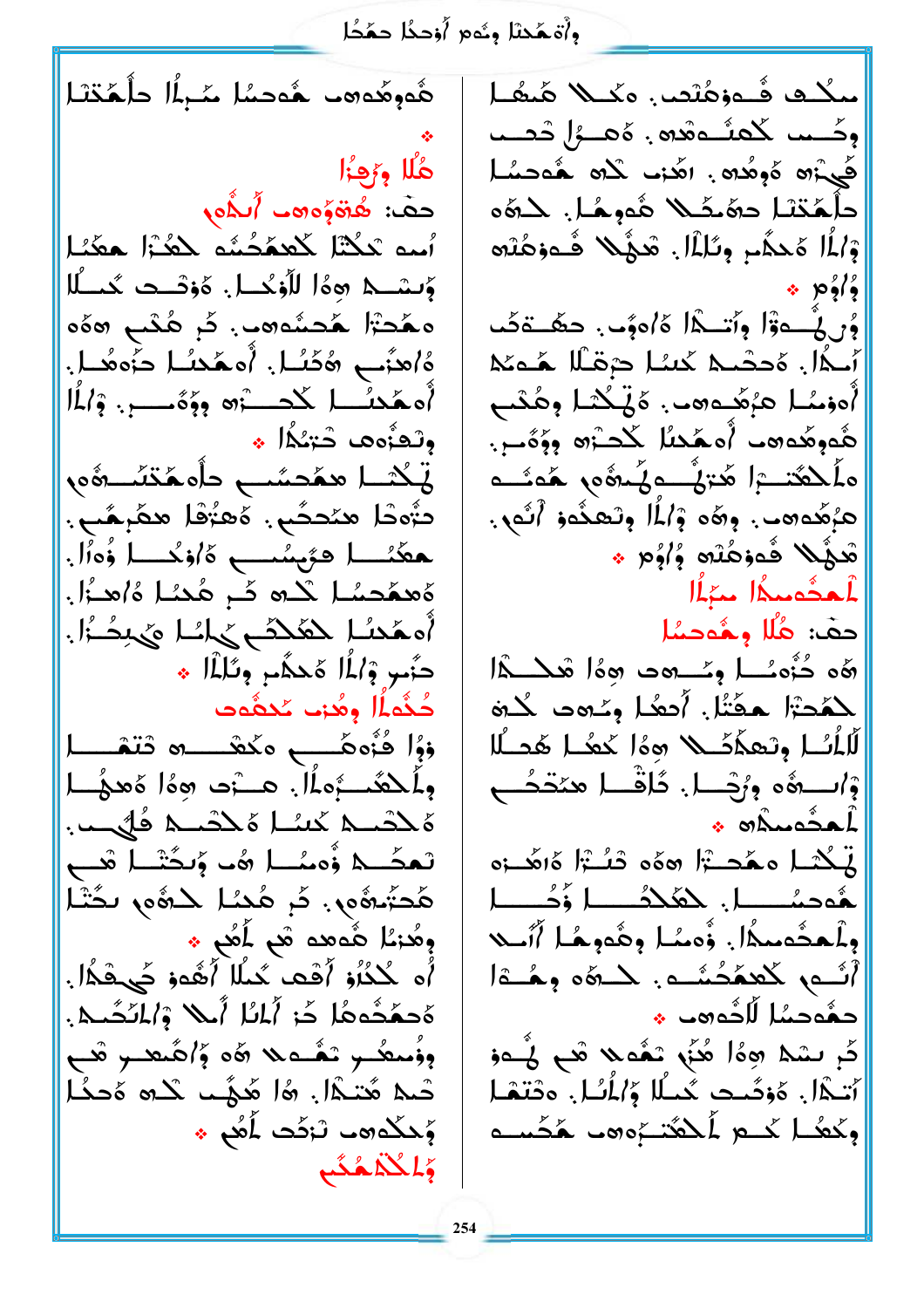ܣܠܩ ܦܘܪܩܢܢ. ܘܡܠܐ ܡܫܚܐ
ܘܟܣܐ ܠܥܢܘܗܝ. ܘܗܘܐ ܒܒܝܬ
ܦܝܠܛܘܣ ܘܦܘܪܩܢܐ. ܐܬܐ ܠܗ ܫܘܒܚܐ
ܕܐܡܗ̈ܬܐ ܒܬܫܒܚܬܐ ܫܘܒܚܐ. ܠܗܘ
ܕܐܠܐ ܘܒܠܒܗ ܘܢܐܠܐ. ܫܩܠܐ ܦܘܪܩܢܗ
ܕܐܘܪܡ ܀

ܘܐܢܫܝܢ ܕܡܬܝܢ ܘܡܫܝܒܢ. ܒܥܩܬܐ
ܐܣܝܘܐ. ܘܒܠܒܗ ܟܢܫܐ ܒܪܘܚܐ ܩܕܝܫܐ
ܐܘܪܚܐ ܕܐܬܝܗܒ. ܘܐܝܢܐ ܕܡܢ ܡܗܝܡܢܐ
ܫܘܒܚܘܗܝ ܐܡܗ̈ܬܐ ܠܒܪܗ ܝܩܝܪܐ.
ܘܡܠܟܘܬܐ ܕܐܠܗܝ ܘܚܕܝܬܘܢ ܫܘܒܚܐ
ܕܠܗ ܘܗܘ ܕܐܠܐ ܘܬܫܒܘܚܬܐ ܐܝܬܝ.
ܫܩܠܐ ܦܘܪܩܢܗ ܕܐܘܪܡ ܀

## ܐܠܗܘܬܐ ܡܫܐ

ܒܒܐ: ܗܠܝܢ ܘܫܘܒܚܐ

ܗܘ ܕܐܝܬܘܗܝ ܘܡܢ ܗܘܐ ܡܠܟܐ
ܠܥܠܡܐ ܥܠܡܝܢ. ܐܢܫܐ ܘܡܢ ܠܗ
ܠܐܠܗܐ ܘܬܫܒܘܚܬܐ ܗܘܐ ܥܠܡܐ ܒܠܒܐ
ܘܐܢܫܐ ܘܡܪܢ. ܕܐܡܪܢ ܡܫܒܚܝܢ
ܐܠܗܘܬܗ ܀

ܬܠܬܐ ܘܡܠܟܐ ܗܘܐ ܒܝܬܐ ܕܐܬܐ
ܫܘܒܚܐ ܠܥܠܡܝܢ. ܬܘܒ
ܘܐܠܗܘܬܐ. ܘܐܢܫܐ ܘܫܘܒܚܐ ܐܢܫܐ
ܐܢܫܝ ܠܥܠܡܝܢ. ܠܗܘ ܘܫܘܒܚܐ
ܒܫܘܒܚܐ ܠܐܠܗܐ ܀

ܟܕ ܢܚܬ ܗܘܐ ܡܢ ܫܡܝܐ ܡܢ ܠܘܬ
ܐܒܘܗܝ. ܘܐܬܐ ܟܕ ܕܐܠܗܐ. ܘܒܬܘܠܐ
ܘܥܡܐ ܟܠ ܐܠܗܘܬܗܘܢ ܡܫܝܚܐ

ܫܘܒܚܘܗܝ ܫܘܒܚܐ ܡܢܐ ܕܐܡܗ̈ܬܐ

ܗܠܐ ܘܪܘܚܐ

ܒܒܐ: ܫܘܒܚܘܗܝ ܐܢܫܝܢ
ܐܢܫ ܒܗܠܝܢ ܠܥܠܡܝܢ ܠܥܠܡܐ ܡܥܠܐ
ܘܝܘܡܐ ܗܘܐ ܠܐܘܪܚܐ. ܘܒܬܪ ܒܢܝܐ
ܘܡܠܟܐ ܡܫܝܚܘܗܝ. ܟܕ ܫܡܥܝܢ ܗܘܘ
ܕܐܡܪܝܢ ܫܘܒܚܐ. ܐܡܗ̈ܬܐ ܒܪܘܚܐ.
ܐܡܗ̈ܬܐ ܠܒܪܗ ܘܝܩܝܪ. ܘܐܠܐ
ܘܬܫܒܘܚܬܐ ܒܬܪܝܗܘܢ ܀

ܬܠܬܐ ܡܫܝܚܐ ܕܐܡܗ̈ܬܐ ܫܘܒܚܘܗܝ
ܒܪܘܚܐ ܡܫܒܚܝܢ. ܘܡܠܟܘܬܐ ܡܫܝܚܐ.
ܡܫܒܚܝܢ ܘܡܫܝܚܐ ܘܐܠܗܘܬܐ ܘܐܝܬܐ.
ܘܫܘܒܚܐ ܠܗ ܟܕ ܡܢܐ ܘܐܝܬܐ.
ܐܡܗ̈ܬܐ ܠܐܠܗܝ ܟܠܗ ܫܘܒܚܐ.
ܕܐܝܬ ܕܐܠܐ ܘܒܠܒܗ ܘܢܐܠܐ ܀

## ܟܠܗܘܢ ܘܡܢ ܡܫܒܚܝܢ

ܘܐܢܐ ܦܘܪܩܢܐ ܘܡܫܝܚܐ ܒܬܪܝܢ
ܘܐܠܗܘܬܐ. ܗܘ ܗܘܐ ܘܡܠܟܐ
ܘܡܫܝܚܐ ܟܢܫܐ ܘܡܫܝܚܐ ܦܠܚܝܢ.
ܬܫܒܘܚܬܐ ܗܘ ܘܡܠܟܐ ܥܠ
ܡܫܒܚܝܢ. ܟܕ ܡܫܝܚܐ ܠܗܘܢ ܢܦܫܐ
ܘܡܢܐ ܫܘܒܚܐ ܥܠ ܐܠܗܝ ܀
ܐܘ ܠܟܠܢ ܐܦܢ ܟܠܐ ܐܦܝܢ ܟܝܢܐ.
ܘܡܫܒܚܝܢ ܒܪ ܐܠܗܐ ܐܠܐ ܘܐܠܗܘܬܐ.
ܘܡܫܝܚܐ ܬܫܒܘܚܬܐ ܗܘ ܘܐܦܢ ܥܠ
ܟܠ ܥܠܡܐ. ܗܘ ܡܫܝܚܐ ܠܗ ܘܡܠܟܐ
ܘܡܠܟܘܬܗ ܬܪܝܢ ܐܠܗܝ ܀

ܘܐܠܗܘܬܗ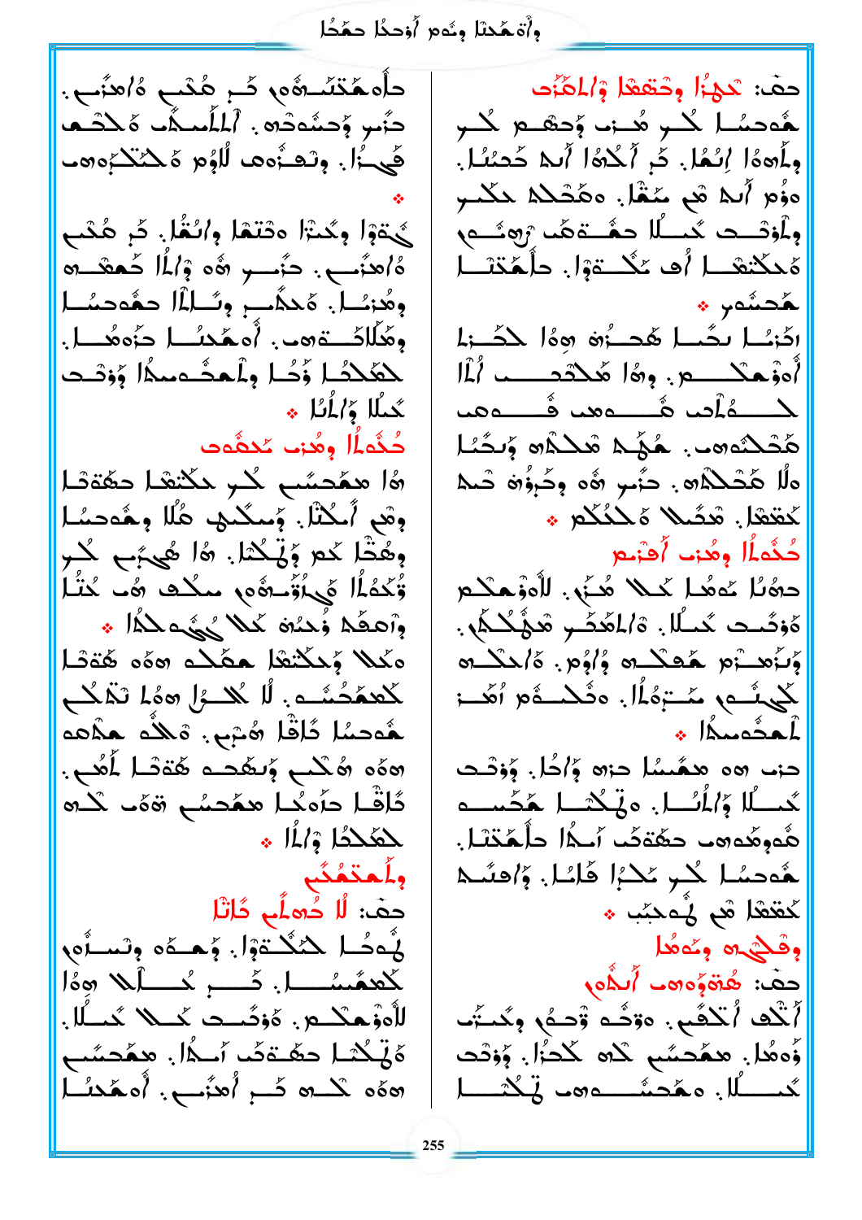حقَ: ܢܚܢܐ ܘܚܬܡܐ ܕܐܠܗܘܬܐ

ܡܫܝܚܐ ܠܟܠ ܫܢܝܢ ܘܙܒܢܝܢ ܠܟܠ ܘܐܠܗܐ ܐܝܬܘܗܝ. ܟܕ ܐܒܗܘܗܝ ܐܝܟ ܒܪܢܫܐ. ܘܒܢܝ ܐܝܟ ܗܢܘܢ ܡܢܗܘܢ. ܘܡܫܬܟܚ ܠܟܠܗܘܢ ܘܐܦ ܐܝܬܘܗܝ ܟܠ ܡܢ ܡܛܠܬܐ ܕܐܠܗܘܬܐ. ܫܡܫܐ ܐܝܬܘܗܝ ܒܠܐ ܫܘܠܡ ܕܟܠܢܫ. ܘܒܡܫܝܚܐ ܘܗܘ ܐܠܗܐ ܡܠܟܐ ܘܐܝܬܘܗܝ. ܘܗܘ ܡܫܬܒܚ ܠܟܠ ܥܠܡܝܢ ܘܡܫܒܚܐ. ܘܗܟܢܐ ܐܝܬ ܗܘܐ ܒܥܠܡܐ ܘܒܡܠܐܟܐ. ܠܐ ܡܫܬܪܐ. ܡܫܡܠܐ. ܗܘ ܕܡܫܝܚܐ ܒܠܐ ܒܘܢܝܐ ܡܬܩܢܐ. ܗܘ ܡܢ ܘܒܬܘܠܬܐ ܐܬܝܠܕ. ܥܠܡܐ. ܘܡܫܝܚܐ ܘܐܠܗܐ ܘܠܐ ܡܫܬܚܠܦ ܀

ܟܬܒܐ ܘܫܢܝ ܐܦܪܝܡ

ܒܗܘܢ ܡܫܝܚܐ ܐܬܚܙܝ. ܠܐܒܘܗܝ ܘܠܐܠܗܐ. ܘܟܠܗܘܢ ܕܐܠܗܘܬܐ ܘܫܡܝܐ. ܘܢܘܗܪܐ ܘܐܝܟ ܐܒܐ ܘܐܒܘܗܝ. ܘܡܠܟܘܬܐ ܕܫܡܝܐ ܐܝܬܘܗܝ ܐܠܗܐ ܀

ܒܗ ܗܘ ܡܫܝܚܐ ܕܗܘ ܐܠܗܐ. ܘܐܬܚܙܝ ܠܐܒܐ ܘܐܝܬܘܗܝ ܒܐܠܗܘܬܐ. ܘܒܗ ܡܫܝܚܐ ܐܠܗܐ ܡܬܒܥܐ ܡܢ ܡܠܘܬܐ. ܡܫܝܚܐ ܠܟܠ ܢܗܘܐ ܘܐܠܗܐ. ܘܐܬܬܘܣܦ ܠܟܠ ܥܠܡܝܢ ܒܫܘܒܚܐ ܀

ܘܩܕܝܫܐ ܘܝܘܡܐ

حقَ: ܫܘܒܚܐ ܐܒܘܗܝ

ܐܝܟ ܐܒܘܗܝ. ܘܒܗ ܘܒܪܗ ܘܡܫܝܚܐ ܘܗܘ ܡܫܝܚܐ ܠܗ ܠܒܪܐ. ܘܐܝܬ ܠܟܠܗܘܢ. ܘܡܫܝܚܐ ܘܗܘ ܒܪܐ

ܕܐܬܓܠܝ ܒܗ ܒܟܠ ܟܪܘܙܘܬܐ ܘܒܟܠ ܕܘܟ. ܡܢ ܥܠܡܐ. ܘܒܐܝܕܝ ܐܝܬ ܠܗ ܒܥܠܡܐ ܕܡܫܝܚܐ ܘܐܠܗܐ ܘܡܫܝܚܐ ܐܝܬܘܗܝ ܡܢ ܟܠܗܘܢ ܕܐܠܗܐ ܀

ܐܝܟ ܕܐܠܗܘܬܐ ܘܡܫܝܚܐ ܘܡܫܝܚܐ ܡܢ ܐܒܐ. ܐܝܬ ܠܗ ܒܐܠܗܘܬܐ ܘܡܢ ܡܫܝܚܐ. ܘܐܝܬ ܠܟܠ ܒܐܝܕܝܗ ܘܐܦ ܐܝܬ ܒܡܠܟܘܬܐ ܕܡܫܝܚܐ. ܘܐܝܬ ܠܐܠܗܐ ܘܐܦ ܡܫܝܚܐ ܡܢ ܟܠ ܐܝܬܘܗܝ ܡܫܝܚܐ. ܐܝܬ ܠܗ ܒܗ ܠܟܠ ܘܐܠܗܘܬܐ ܀

ܘܐܠܗܘܬܐ

حقَ: ܠܐ ܡܫܝܚܐ ܕܐܠܗܐ

ܡܫܝܚܐ ܠܟܠܗܘܢ. ܘܐܝܬ ܘܢܘܗܪܐ ܠܡܫܝܚܐ. ܟܕ ܐܝܬ ܠܗ ܘܗܘ ܠܐܒܘܗܝ. ܘܐܝܬ ܠܗ ܟܠ ܡܫܝܚܐ. ܘܐܠܗܐ ܡܢ ܐܒܐ. ܡܫܝܚܐ ܗܘ ܠܗ ܟܕ ܐܒܘܗܝ. ܐܡܫܝܚܐ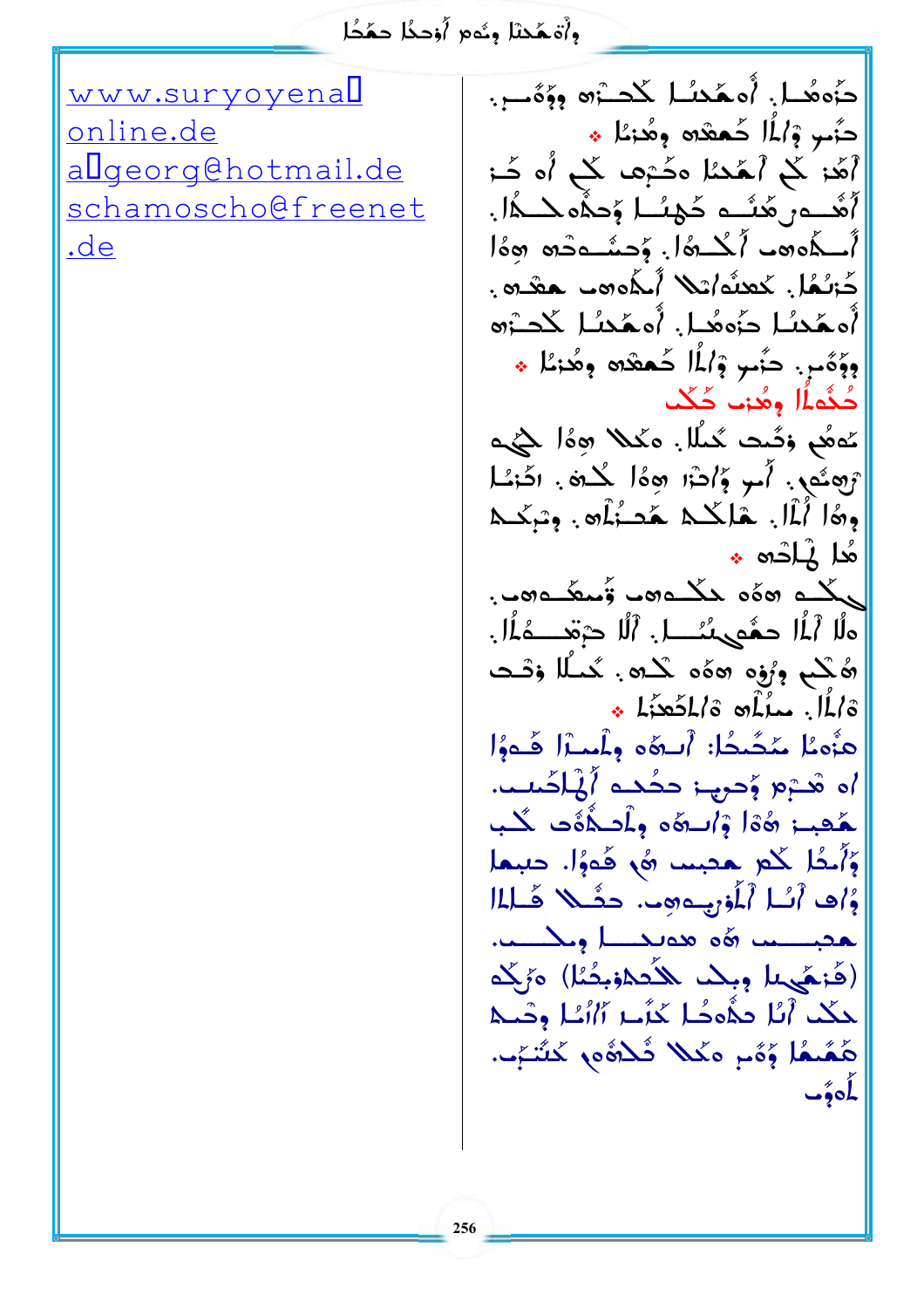ܕܪܘܫܐ. ܐܘܡܢܝܐ ܠܟܬܪܗ ܘܙܘܥܝܪ.
ܕܢܝܚ ܘܐܬܐ ܠܫܡܗ ܘܫܢܝܐ ܀
ܐܡܪ ܠܝ ܐܡܢܝܐ ܘܟܬܒܬ ܠܝ ܐܘ ܟܬܪ
ܐܬܩܢܬ ܡܢܬܗ ܠܡܦܢܐ ܕܟܘܠܗܠܐ.
ܐܠܗܘܬ ܐܠܗܐ. ܕܫܘܒܚܗ ܗܘܐ
ܟܪܝܐ. ܠܡܬܘܐܝܠ ܐܠܗܘܬ ܫܡܗ.
ܐܘܡܢܝܐ ܕܪܘܫܐ. ܐܘܡܢܝܐ ܠܟܬܪܗ
ܘܙܘܥܝܪ. ܕܢܝܚ ܘܐܬܐ ܠܫܡܗ ܘܫܢܝܐ ܀
ܚܠܘܡܐ ܘܫܢܝ ܟܠܝ
ܟܘܡܝ ܘܟܝܢ ܥܠܐ. ܘܟܠܗ ܗܘܐ ܠܓܝܗ
ܙܘܦܝܗ. ܐܝܟ ܕܐܬܪܐ ܗܘܐ ܠܗ. ܐܟܪܝܐ
ܘܗܘ ܐܬܐ. ܡܠܟܘܬ ܡܟܝܢܬܗ. ܘܫܠܝܛ
ܗܘܐ ܥܠܝܗ ܀
ܠܟܠܗ ܗܘܐ ܠܟܠܗܘܢ ܕܢܦܩܘܗܝ.
ܘܠܐ ܐܬܐ ܒܫܘܟܢܐ. ܐܠܐ ܒܪܚܡܬܐ.
ܗܟܢ ܘܙܒܢ ܗܘܐ ܠܗ. ܥܠܐ ܘܟܝܢ
ܘܐܬܐ. ܚܝܠܗ ܘܐܬܟܪܝܐ ܀
ܗܪܘܐ ܡܟܬܒܐ: ܐܝܟܘ ܘܐܝܟܢܐ ܦܘܪܐ
ܐܘ ܦܬܓܡ ܕܟܬܝܒ ܒܟܠܗ ܐܠܗܝܐ.
ܡܟܝܢ ܗܘܐ ܘܐܝܟܘ ܘܐܬܠܘܬ ܠܟ
ܕܐܝܟܐ ܠܟܡ ܡܟܝܢ ܗܘ ܦܘܪܐ. ܟܝܢܐ
ܕܐܦ ܐܢܐ ܐܬܪܥܝܬܘܢ. ܟܠܗ ܦܐܬܐ
ܡܟܝܢ ܗܘ ܗܘܝܐ ܘܝܠܝܢ.
(ܦܪܢܣܝܐ ܘܝܠܝ ܠܐܟܬܘܒܝܬܐ) ܘܪܥܠܗ
ܠܟܠ ܐܢܐ ܟܠܘܟܐ ܟܪܝܐ ܐܐܢܐ ܘܟܝܢܗ
ܫܡܫܐ ܙܘܥܝܪ ܘܟܠܗ ܟܠܗܘܢ ܟܬܒܝܢ.
ܐܬܘܪܝ

www.suryoyenal online.de
algeorg@hotmail.de
schamoscho@freenet.de